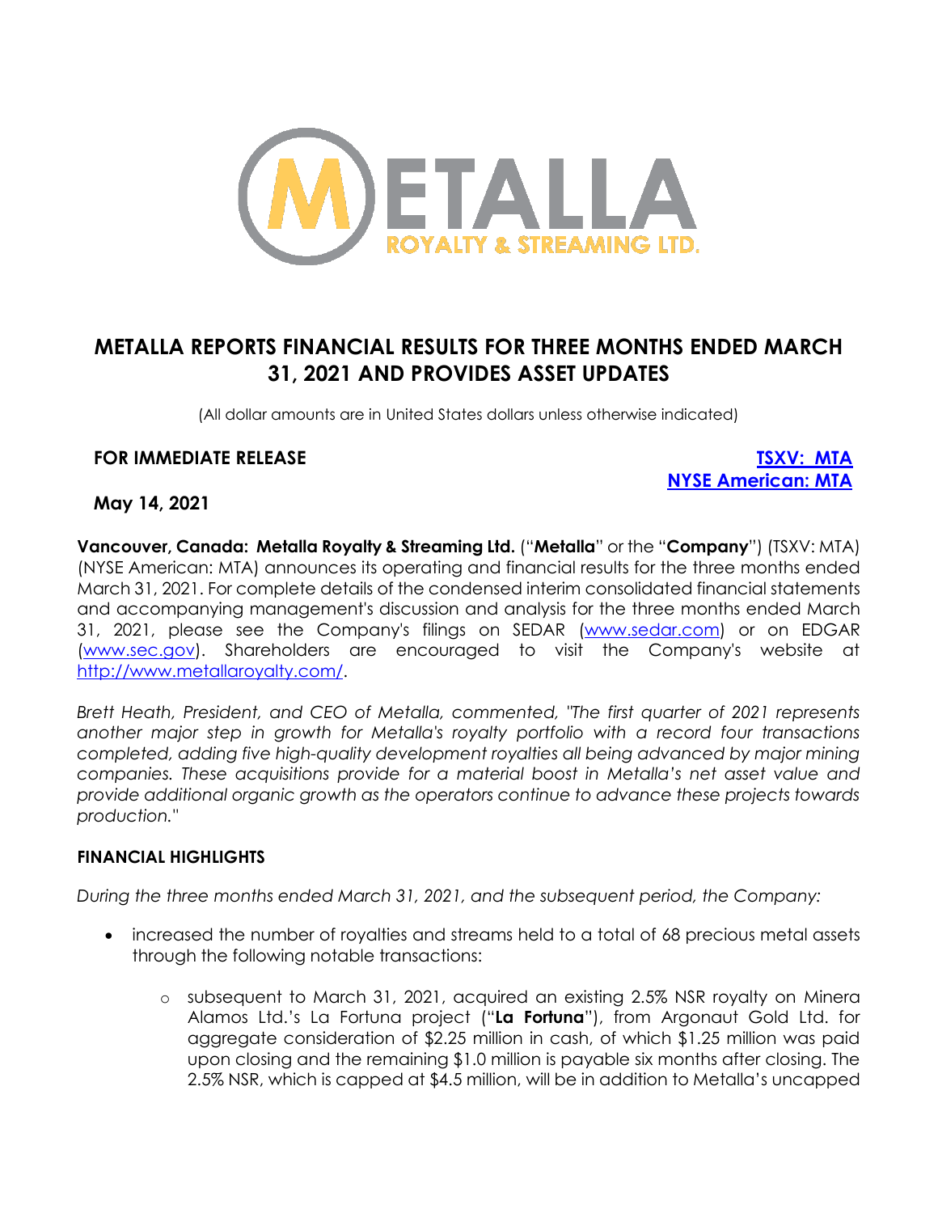# METALLA REPORTS FINANCIAL RESULTS FOR THREE MONTHS ENDED MARCH 31, 2021 AND PROVIDES ASSET UPDATES

(All dollar amounts are in United States dollars unless otherwise indicated)

**FOR IMMEDIATE RELEASE** **TSXV: MTA**
**NYSE American: MTA**

**May 14, 2021**

**Vancouver, Canada: Metalla Royalty & Streaming Ltd.** ("**Metalla**" or the "**Company**") (TSXV: MTA) (NYSE American: MTA) announces its operating and financial results for the three months ended March 31, 2021. For complete details of the condensed interim consolidated financial statements and accompanying management's discussion and analysis for the three months ended March 31, 2021, please see the Company's filings on SEDAR (www.sedar.com) or on EDGAR (www.sec.gov). Shareholders are encouraged to visit the Company's website at http://www.metallaroyalty.com/.

*Brett Heath, President, and CEO of Metalla, commented, "The first quarter of 2021 represents another major step in growth for Metalla's royalty portfolio with a record four transactions completed, adding five high-quality development royalties all being advanced by major mining companies. These acquisitions provide for a material boost in Metalla's net asset value and provide additional organic growth as the operators continue to advance these projects towards production."*

## FINANCIAL HIGHLIGHTS

*During the three months ended March 31, 2021, and the subsequent period, the Company:*

- increased the number of royalties and streams held to a total of 68 precious metal assets through the following notable transactions:
  - subsequent to March 31, 2021, acquired an existing 2.5% NSR royalty on Minera Alamos Ltd.'s La Fortuna project ("**La Fortuna**"), from Argonaut Gold Ltd. for aggregate consideration of $2.25 million in cash, of which $1.25 million was paid upon closing and the remaining $1.0 million is payable six months after closing. The 2.5% NSR, which is capped at $4.5 million, will be in addition to Metalla's uncapped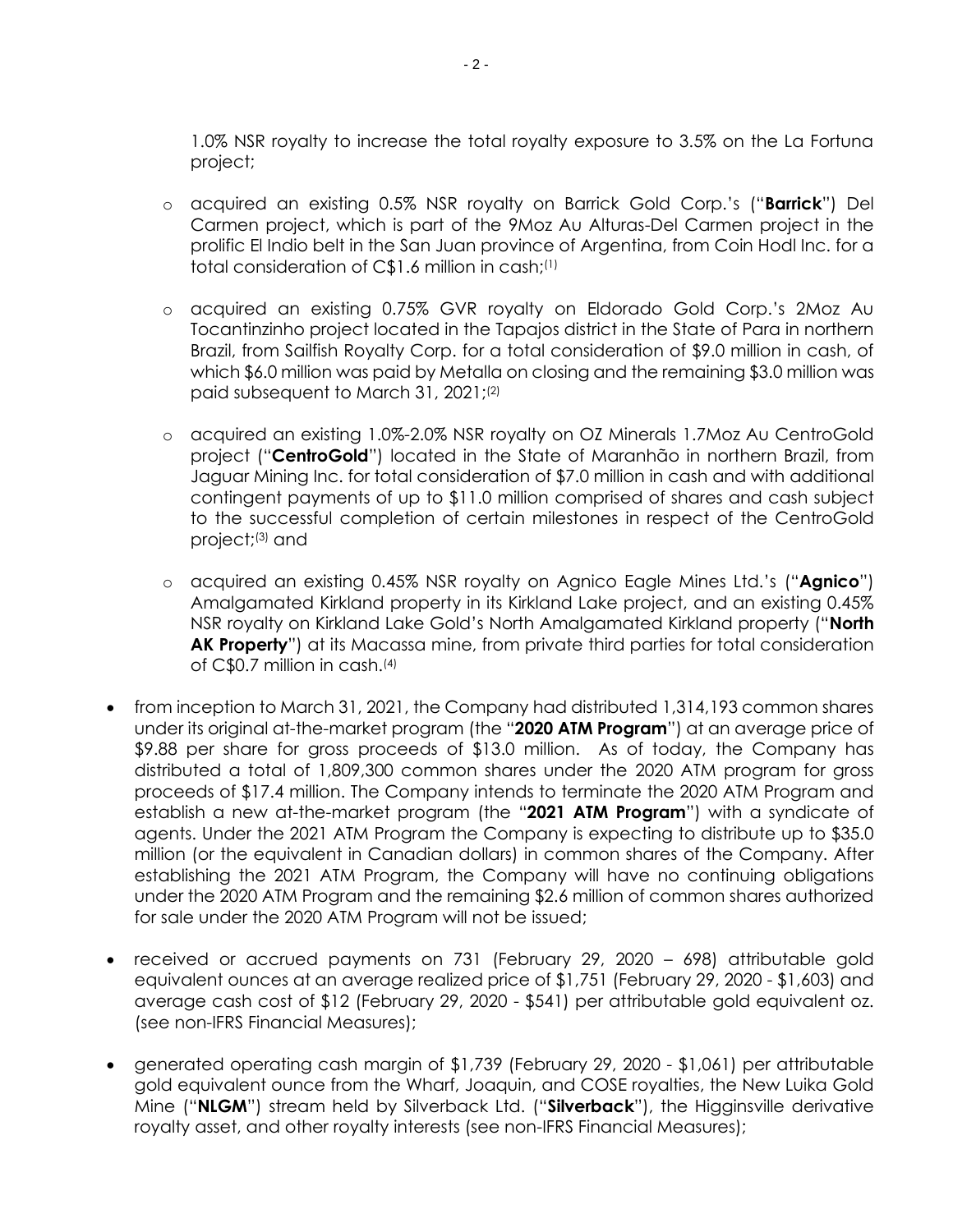1.0% NSR royalty to increase the total royalty exposure to 3.5% on the La Fortuna project;

  - acquired an existing 0.5% NSR royalty on Barrick Gold Corp.'s ("**Barrick**") Del Carmen project, which is part of the 9Moz Au Alturas-Del Carmen project in the prolific El Indio belt in the San Juan province of Argentina, from Coin Hodl Inc. for a total consideration of C$1.6 million in cash;[1]

  - acquired an existing 0.75% GVR royalty on Eldorado Gold Corp.'s 2Moz Au Tocantinzinho project located in the Tapajos district in the State of Para in northern Brazil, from Sailfish Royalty Corp. for a total consideration of $9.0 million in cash, of which $6.0 million was paid by Metalla on closing and the remaining $3.0 million was paid subsequent to March 31, 2021;[2]

  - acquired an existing 1.0%-2.0% NSR royalty on OZ Minerals 1.7Moz Au CentroGold project ("**CentroGold**") located in the State of Maranhão in northern Brazil, from Jaguar Mining Inc. for total consideration of $7.0 million in cash and with additional contingent payments of up to $11.0 million comprised of shares and cash subject to the successful completion of certain milestones in respect of the CentroGold project;[3] and

  - acquired an existing 0.45% NSR royalty on Agnico Eagle Mines Ltd.'s ("**Agnico**") Amalgamated Kirkland property in its Kirkland Lake project, and an existing 0.45% NSR royalty on Kirkland Lake Gold's North Amalgamated Kirkland property ("**North AK Property**") at its Macassa mine, from private third parties for total consideration of C$0.7 million in cash.[4]

- from inception to March 31, 2021, the Company had distributed 1,314,193 common shares under its original at-the-market program (the "**2020 ATM Program**") at an average price of $9.88 per share for gross proceeds of $13.0 million. As of today, the Company has distributed a total of 1,809,300 common shares under the 2020 ATM program for gross proceeds of $17.4 million. The Company intends to terminate the 2020 ATM Program and establish a new at-the-market program (the "**2021 ATM Program**") with a syndicate of agents. Under the 2021 ATM Program the Company is expecting to distribute up to $35.0 million (or the equivalent in Canadian dollars) in common shares of the Company. After establishing the 2021 ATM Program, the Company will have no continuing obligations under the 2020 ATM Program and the remaining $2.6 million of common shares authorized for sale under the 2020 ATM Program will not be issued;

- received or accrued payments on 731 (February 29, 2020 – 698) attributable gold equivalent ounces at an average realized price of $1,751 (February 29, 2020 - $1,603) and average cash cost of $12 (February 29, 2020 - $541) per attributable gold equivalent oz. (see non-IFRS Financial Measures);

- generated operating cash margin of $1,739 (February 29, 2020 - $1,061) per attributable gold equivalent ounce from the Wharf, Joaquin, and COSE royalties, the New Luika Gold Mine ("**NLGM**") stream held by Silverback Ltd. ("**Silverback**"), the Higginsville derivative royalty asset, and other royalty interests (see non-IFRS Financial Measures);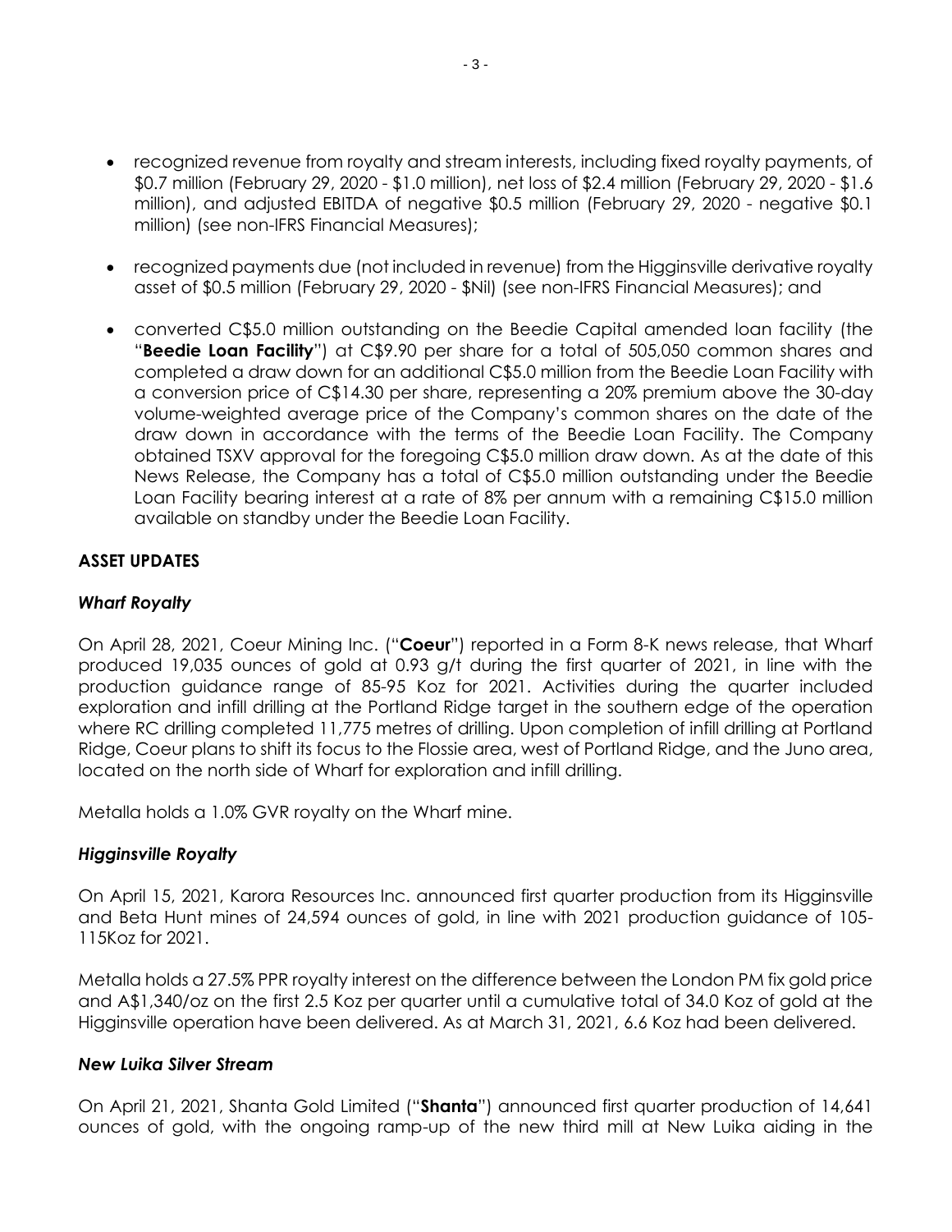- recognized revenue from royalty and stream interests, including fixed royalty payments, of \$0.7 million (February 29, 2020 - \$1.0 million), net loss of \$2.4 million (February 29, 2020 - \$1.6 million), and adjusted EBITDA of negative \$0.5 million (February 29, 2020 - negative \$0.1 million) (see non-IFRS Financial Measures);

- recognized payments due (not included in revenue) from the Higginsville derivative royalty asset of \$0.5 million (February 29, 2020 - \$Nil) (see non-IFRS Financial Measures); and

- converted C\$5.0 million outstanding on the Beedie Capital amended loan facility (the "**Beedie Loan Facility**") at C\$9.90 per share for a total of 505,050 common shares and completed a draw down for an additional C\$5.0 million from the Beedie Loan Facility with a conversion price of C\$14.30 per share, representing a 20% premium above the 30-day volume-weighted average price of the Company's common shares on the date of the draw down in accordance with the terms of the Beedie Loan Facility. The Company obtained TSXV approval for the foregoing C\$5.0 million draw down. As at the date of this News Release, the Company has a total of C\$5.0 million outstanding under the Beedie Loan Facility bearing interest at a rate of 8% per annum with a remaining C\$15.0 million available on standby under the Beedie Loan Facility.

## ASSET UPDATES

### *Wharf Royalty*

On April 28, 2021, Coeur Mining Inc. ("**Coeur**") reported in a Form 8-K news release, that Wharf produced 19,035 ounces of gold at 0.93 g/t during the first quarter of 2021, in line with the production guidance range of 85-95 Koz for 2021. Activities during the quarter included exploration and infill drilling at the Portland Ridge target in the southern edge of the operation where RC drilling completed 11,775 metres of drilling. Upon completion of infill drilling at Portland Ridge, Coeur plans to shift its focus to the Flossie area, west of Portland Ridge, and the Juno area, located on the north side of Wharf for exploration and infill drilling.

Metalla holds a 1.0% GVR royalty on the Wharf mine.

### *Higginsville Royalty*

On April 15, 2021, Karora Resources Inc. announced first quarter production from its Higginsville and Beta Hunt mines of 24,594 ounces of gold, in line with 2021 production guidance of 105-115Koz for 2021.

Metalla holds a 27.5% PPR royalty interest on the difference between the London PM fix gold price and A\$1,340/oz on the first 2.5 Koz per quarter until a cumulative total of 34.0 Koz of gold at the Higginsville operation have been delivered. As at March 31, 2021, 6.6 Koz had been delivered.

### *New Luika Silver Stream*

On April 21, 2021, Shanta Gold Limited ("**Shanta**") announced first quarter production of 14,641 ounces of gold, with the ongoing ramp-up of the new third mill at New Luika aiding in the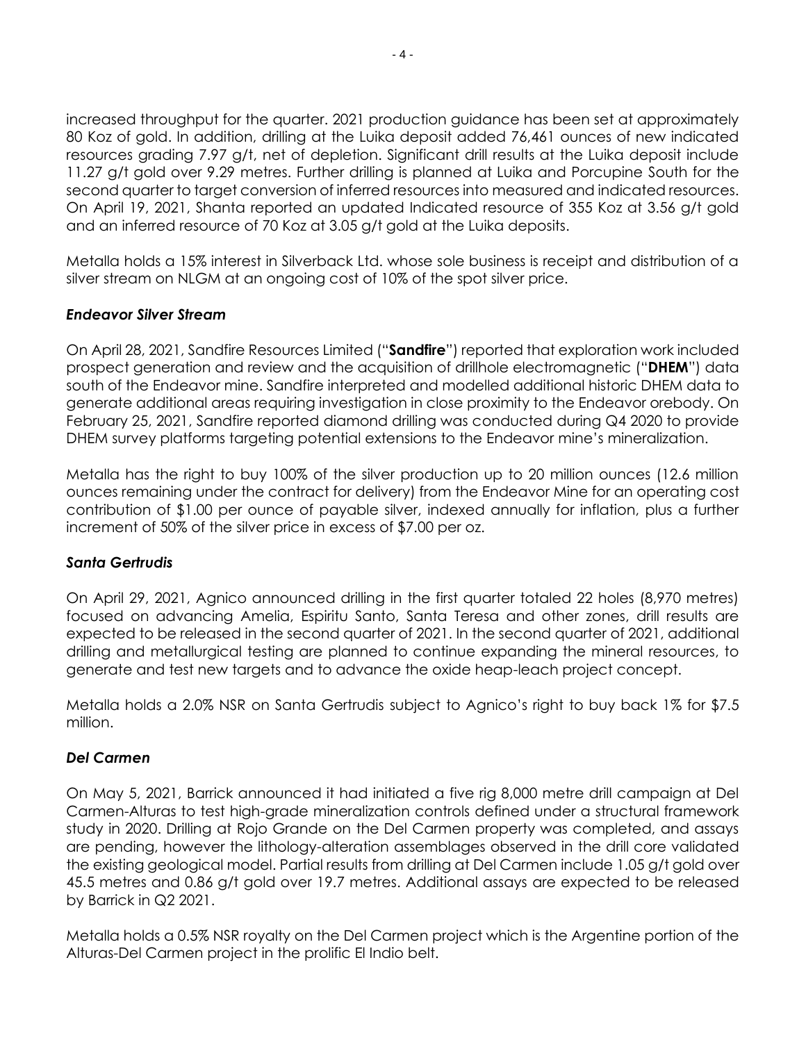increased throughput for the quarter. 2021 production guidance has been set at approximately 80 Koz of gold. In addition, drilling at the Luika deposit added 76,461 ounces of new indicated resources grading 7.97 g/t, net of depletion. Significant drill results at the Luika deposit include 11.27 g/t gold over 9.29 metres. Further drilling is planned at Luika and Porcupine South for the second quarter to target conversion of inferred resources into measured and indicated resources. On April 19, 2021, Shanta reported an updated Indicated resource of 355 Koz at 3.56 g/t gold and an inferred resource of 70 Koz at 3.05 g/t gold at the Luika deposits.

Metalla holds a 15% interest in Silverback Ltd. whose sole business is receipt and distribution of a silver stream on NLGM at an ongoing cost of 10% of the spot silver price.

### *Endeavor Silver Stream*

On April 28, 2021, Sandfire Resources Limited ("**Sandfire**") reported that exploration work included prospect generation and review and the acquisition of drillhole electromagnetic ("**DHEM**") data south of the Endeavor mine. Sandfire interpreted and modelled additional historic DHEM data to generate additional areas requiring investigation in close proximity to the Endeavor orebody. On February 25, 2021, Sandfire reported diamond drilling was conducted during Q4 2020 to provide DHEM survey platforms targeting potential extensions to the Endeavor mine's mineralization.

Metalla has the right to buy 100% of the silver production up to 20 million ounces (12.6 million ounces remaining under the contract for delivery) from the Endeavor Mine for an operating cost contribution of $1.00 per ounce of payable silver, indexed annually for inflation, plus a further increment of 50% of the silver price in excess of $7.00 per oz.

### *Santa Gertrudis*

On April 29, 2021, Agnico announced drilling in the first quarter totaled 22 holes (8,970 metres) focused on advancing Amelia, Espiritu Santo, Santa Teresa and other zones, drill results are expected to be released in the second quarter of 2021. In the second quarter of 2021, additional drilling and metallurgical testing are planned to continue expanding the mineral resources, to generate and test new targets and to advance the oxide heap-leach project concept.

Metalla holds a 2.0% NSR on Santa Gertrudis subject to Agnico's right to buy back 1% for $7.5 million.

### *Del Carmen*

On May 5, 2021, Barrick announced it had initiated a five rig 8,000 metre drill campaign at Del Carmen-Alturas to test high-grade mineralization controls defined under a structural framework study in 2020. Drilling at Rojo Grande on the Del Carmen property was completed, and assays are pending, however the lithology-alteration assemblages observed in the drill core validated the existing geological model. Partial results from drilling at Del Carmen include 1.05 g/t gold over 45.5 metres and 0.86 g/t gold over 19.7 metres. Additional assays are expected to be released by Barrick in Q2 2021.

Metalla holds a 0.5% NSR royalty on the Del Carmen project which is the Argentine portion of the Alturas-Del Carmen project in the prolific El Indio belt.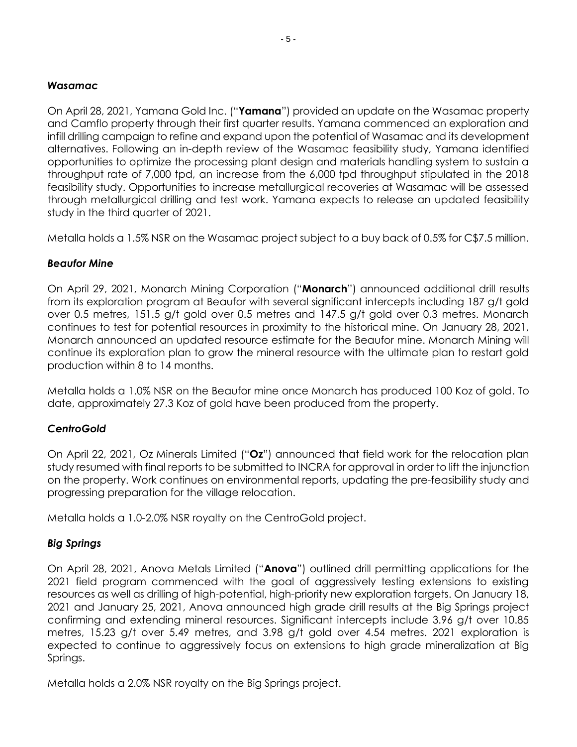### *Wasamac*

On April 28, 2021, Yamana Gold Inc. ("**Yamana**") provided an update on the Wasamac property and Camflo property through their first quarter results. Yamana commenced an exploration and infill drilling campaign to refine and expand upon the potential of Wasamac and its development alternatives. Following an in-depth review of the Wasamac feasibility study, Yamana identified opportunities to optimize the processing plant design and materials handling system to sustain a throughput rate of 7,000 tpd, an increase from the 6,000 tpd throughput stipulated in the 2018 feasibility study. Opportunities to increase metallurgical recoveries at Wasamac will be assessed through metallurgical drilling and test work. Yamana expects to release an updated feasibility study in the third quarter of 2021.

Metalla holds a 1.5% NSR on the Wasamac project subject to a buy back of 0.5% for C$7.5 million.

### *Beaufor Mine*

On April 29, 2021, Monarch Mining Corporation ("**Monarch**") announced additional drill results from its exploration program at Beaufor with several significant intercepts including 187 g/t gold over 0.5 metres, 151.5 g/t gold over 0.5 metres and 147.5 g/t gold over 0.3 metres. Monarch continues to test for potential resources in proximity to the historical mine. On January 28, 2021, Monarch announced an updated resource estimate for the Beaufor mine. Monarch Mining will continue its exploration plan to grow the mineral resource with the ultimate plan to restart gold production within 8 to 14 months.

Metalla holds a 1.0% NSR on the Beaufor mine once Monarch has produced 100 Koz of gold. To date, approximately 27.3 Koz of gold have been produced from the property.

### *CentroGold*

On April 22, 2021, Oz Minerals Limited ("**Oz**") announced that field work for the relocation plan study resumed with final reports to be submitted to INCRA for approval in order to lift the injunction on the property. Work continues on environmental reports, updating the pre-feasibility study and progressing preparation for the village relocation.

Metalla holds a 1.0-2.0% NSR royalty on the CentroGold project.

### *Big Springs*

On April 28, 2021, Anova Metals Limited ("**Anova**") outlined drill permitting applications for the 2021 field program commenced with the goal of aggressively testing extensions to existing resources as well as drilling of high-potential, high-priority new exploration targets. On January 18, 2021 and January 25, 2021, Anova announced high grade drill results at the Big Springs project confirming and extending mineral resources. Significant intercepts include 3.96 g/t over 10.85 metres, 15.23 g/t over 5.49 metres, and 3.98 g/t gold over 4.54 metres. 2021 exploration is expected to continue to aggressively focus on extensions to high grade mineralization at Big Springs.

Metalla holds a 2.0% NSR royalty on the Big Springs project.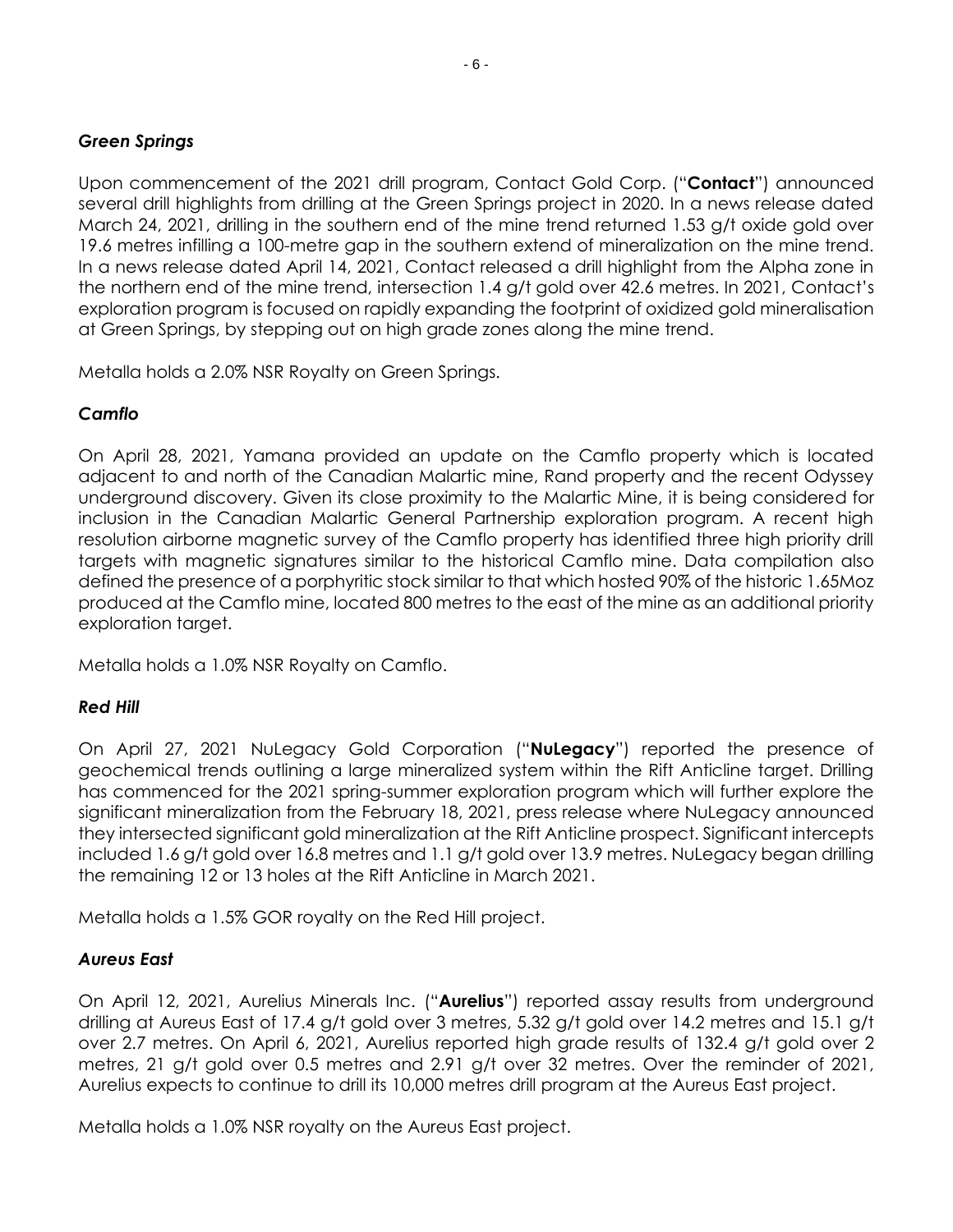### *Green Springs*

Upon commencement of the 2021 drill program, Contact Gold Corp. ("**Contact**") announced several drill highlights from drilling at the Green Springs project in 2020. In a news release dated March 24, 2021, drilling in the southern end of the mine trend returned 1.53 g/t oxide gold over 19.6 metres infilling a 100-metre gap in the southern extend of mineralization on the mine trend. In a news release dated April 14, 2021, Contact released a drill highlight from the Alpha zone in the northern end of the mine trend, intersection 1.4 g/t gold over 42.6 metres. In 2021, Contact's exploration program is focused on rapidly expanding the footprint of oxidized gold mineralisation at Green Springs, by stepping out on high grade zones along the mine trend.

Metalla holds a 2.0% NSR Royalty on Green Springs.

### *Camflo*

On April 28, 2021, Yamana provided an update on the Camflo property which is located adjacent to and north of the Canadian Malartic mine, Rand property and the recent Odyssey underground discovery. Given its close proximity to the Malartic Mine, it is being considered for inclusion in the Canadian Malartic General Partnership exploration program. A recent high resolution airborne magnetic survey of the Camflo property has identified three high priority drill targets with magnetic signatures similar to the historical Camflo mine. Data compilation also defined the presence of a porphyritic stock similar to that which hosted 90% of the historic 1.65Moz produced at the Camflo mine, located 800 metres to the east of the mine as an additional priority exploration target.

Metalla holds a 1.0% NSR Royalty on Camflo.

### *Red Hill*

On April 27, 2021 NuLegacy Gold Corporation ("**NuLegacy**") reported the presence of geochemical trends outlining a large mineralized system within the Rift Anticline target. Drilling has commenced for the 2021 spring-summer exploration program which will further explore the significant mineralization from the February 18, 2021, press release where NuLegacy announced they intersected significant gold mineralization at the Rift Anticline prospect. Significant intercepts included 1.6 g/t gold over 16.8 metres and 1.1 g/t gold over 13.9 metres. NuLegacy began drilling the remaining 12 or 13 holes at the Rift Anticline in March 2021.

Metalla holds a 1.5% GOR royalty on the Red Hill project.

### *Aureus East*

On April 12, 2021, Aurelius Minerals Inc. ("**Aurelius**") reported assay results from underground drilling at Aureus East of 17.4 g/t gold over 3 metres, 5.32 g/t gold over 14.2 metres and 15.1 g/t over 2.7 metres. On April 6, 2021, Aurelius reported high grade results of 132.4 g/t gold over 2 metres, 21 g/t gold over 0.5 metres and 2.91 g/t over 32 metres. Over the reminder of 2021, Aurelius expects to continue to drill its 10,000 metres drill program at the Aureus East project.

Metalla holds a 1.0% NSR royalty on the Aureus East project.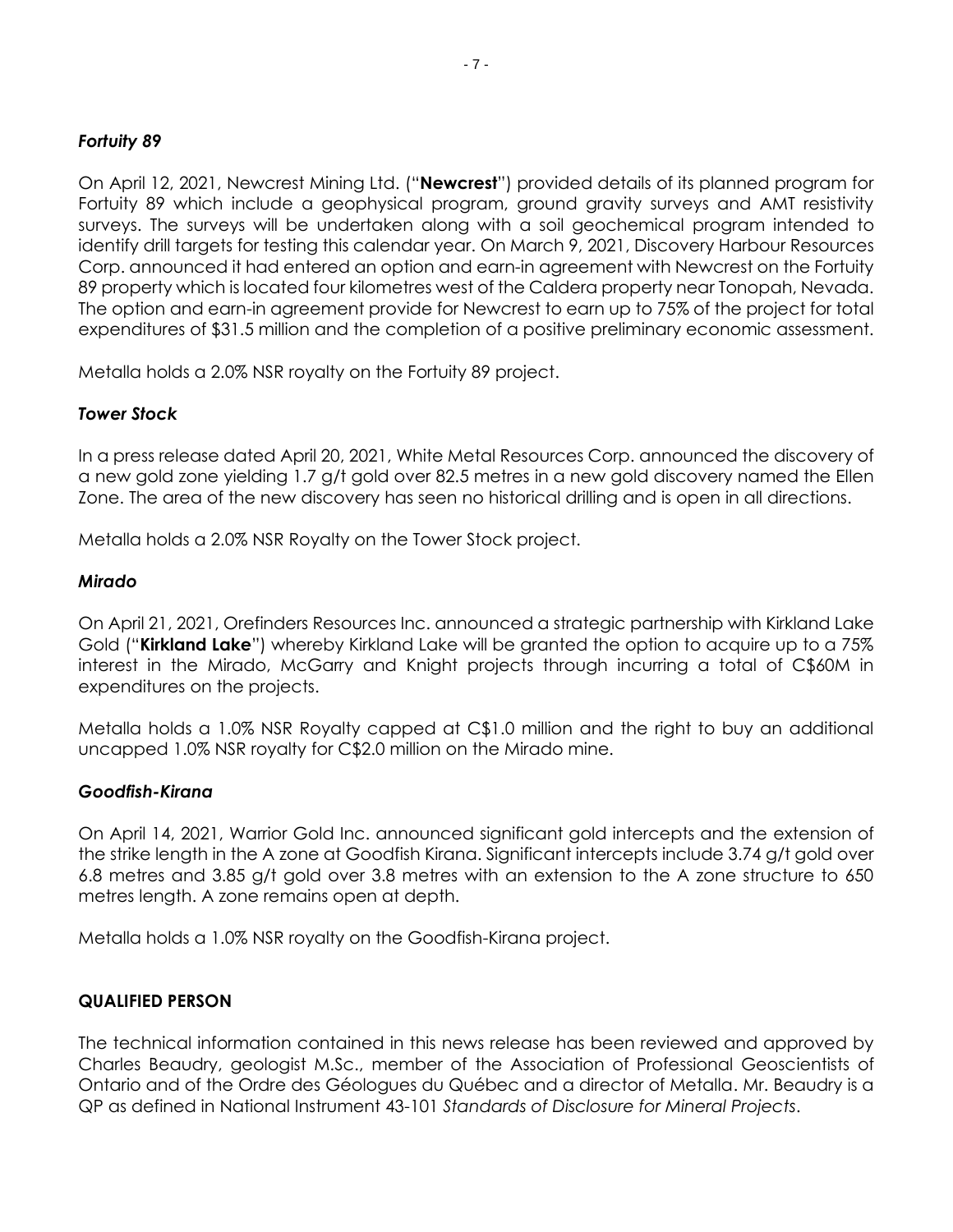### *Fortuity 89*

On April 12, 2021, Newcrest Mining Ltd. ("**Newcrest**") provided details of its planned program for Fortuity 89 which include a geophysical program, ground gravity surveys and AMT resistivity surveys. The surveys will be undertaken along with a soil geochemical program intended to identify drill targets for testing this calendar year. On March 9, 2021, Discovery Harbour Resources Corp. announced it had entered an option and earn-in agreement with Newcrest on the Fortuity 89 property which is located four kilometres west of the Caldera property near Tonopah, Nevada. The option and earn-in agreement provide for Newcrest to earn up to 75% of the project for total expenditures of $31.5 million and the completion of a positive preliminary economic assessment.

Metalla holds a 2.0% NSR royalty on the Fortuity 89 project.

### *Tower Stock*

In a press release dated April 20, 2021, White Metal Resources Corp. announced the discovery of a new gold zone yielding 1.7 g/t gold over 82.5 metres in a new gold discovery named the Ellen Zone. The area of the new discovery has seen no historical drilling and is open in all directions.

Metalla holds a 2.0% NSR Royalty on the Tower Stock project.

### *Mirado*

On April 21, 2021, Orefinders Resources Inc. announced a strategic partnership with Kirkland Lake Gold ("**Kirkland Lake**") whereby Kirkland Lake will be granted the option to acquire up to a 75% interest in the Mirado, McGarry and Knight projects through incurring a total of C$60M in expenditures on the projects.

Metalla holds a 1.0% NSR Royalty capped at C$1.0 million and the right to buy an additional uncapped 1.0% NSR royalty for C$2.0 million on the Mirado mine.

### *Goodfish-Kirana*

On April 14, 2021, Warrior Gold Inc. announced significant gold intercepts and the extension of the strike length in the A zone at Goodfish Kirana. Significant intercepts include 3.74 g/t gold over 6.8 metres and 3.85 g/t gold over 3.8 metres with an extension to the A zone structure to 650 metres length. A zone remains open at depth.

Metalla holds a 1.0% NSR royalty on the Goodfish-Kirana project.

## QUALIFIED PERSON

The technical information contained in this news release has been reviewed and approved by Charles Beaudry, geologist M.Sc., member of the Association of Professional Geoscientists of Ontario and of the Ordre des Géologues du Québec and a director of Metalla. Mr. Beaudry is a QP as defined in National Instrument 43-101 *Standards of Disclosure for Mineral Projects*.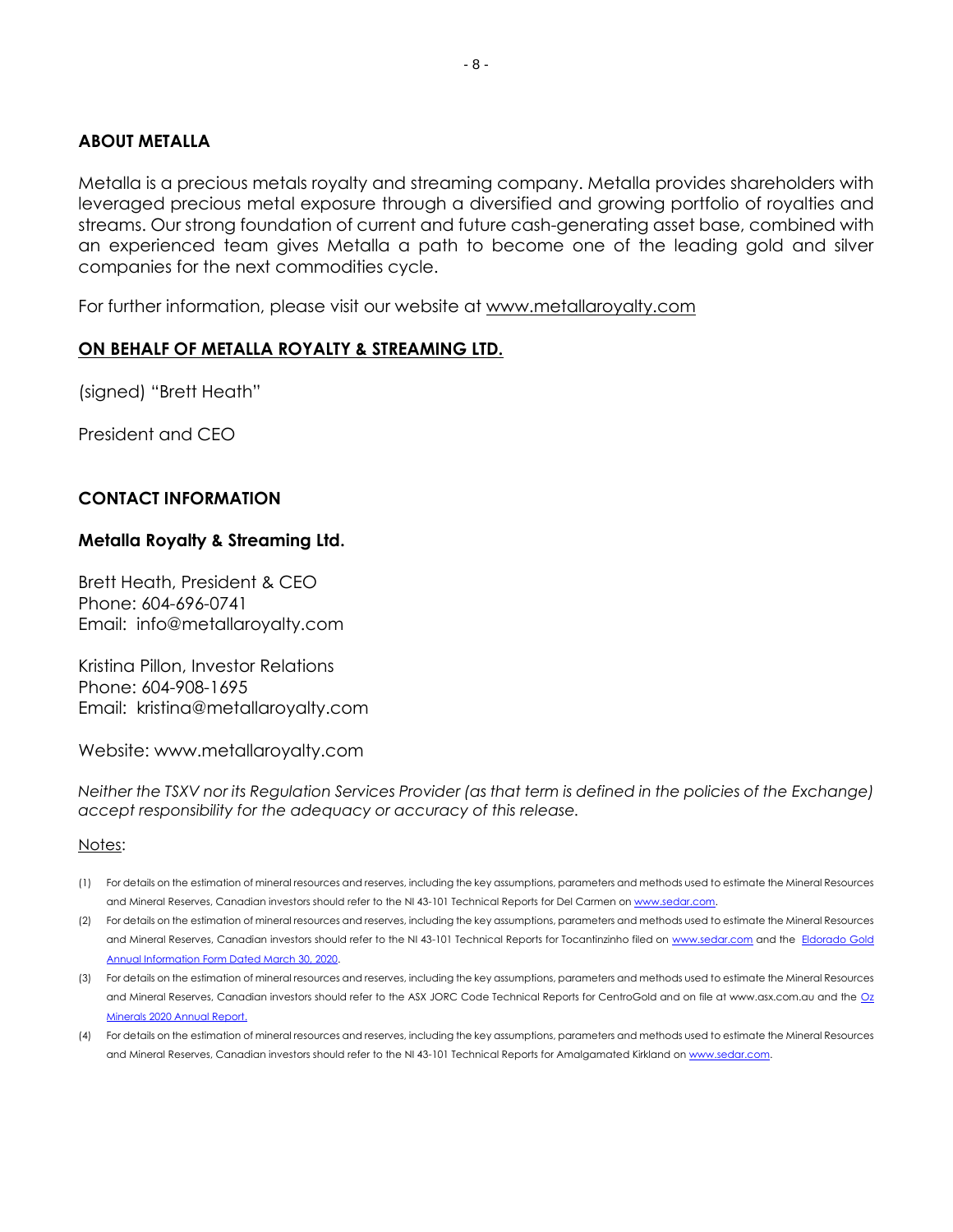## ABOUT METALLA

Metalla is a precious metals royalty and streaming company. Metalla provides shareholders with leveraged precious metal exposure through a diversified and growing portfolio of royalties and streams. Our strong foundation of current and future cash-generating asset base, combined with an experienced team gives Metalla a path to become one of the leading gold and silver companies for the next commodities cycle.

For further information, please visit our website at www.metallaroyalty.com

## ON BEHALF OF METALLA ROYALTY & STREAMING LTD.

(signed) "Brett Heath"

President and CEO

## CONTACT INFORMATION

### Metalla Royalty & Streaming Ltd.

Brett Heath, President & CEO
Phone: 604-696-0741
Email: info@metallaroyalty.com

Kristina Pillon, Investor Relations
Phone: 604-908-1695
Email: kristina@metallaroyalty.com

Website: www.metallaroyalty.com

*Neither the TSXV nor its Regulation Services Provider (as that term is defined in the policies of the Exchange) accept responsibility for the adequacy or accuracy of this release.*

Notes:

(1) For details on the estimation of mineral resources and reserves, including the key assumptions, parameters and methods used to estimate the Mineral Resources and Mineral Reserves, Canadian investors should refer to the NI 43-101 Technical Reports for Del Carmen on www.sedar.com.

(2) For details on the estimation of mineral resources and reserves, including the key assumptions, parameters and methods used to estimate the Mineral Resources and Mineral Reserves, Canadian investors should refer to the NI 43-101 Technical Reports for Tocantinzinho filed on www.sedar.com and the Eldorado Gold Annual Information Form Dated March 30, 2020.

(3) For details on the estimation of mineral resources and reserves, including the key assumptions, parameters and methods used to estimate the Mineral Resources and Mineral Reserves, Canadian investors should refer to the ASX JORC Code Technical Reports for CentroGold and on file at www.asx.com.au and the Oz Minerals 2020 Annual Report.

(4) For details on the estimation of mineral resources and reserves, including the key assumptions, parameters and methods used to estimate the Mineral Resources and Mineral Reserves, Canadian investors should refer to the NI 43-101 Technical Reports for Amalgamated Kirkland on www.sedar.com.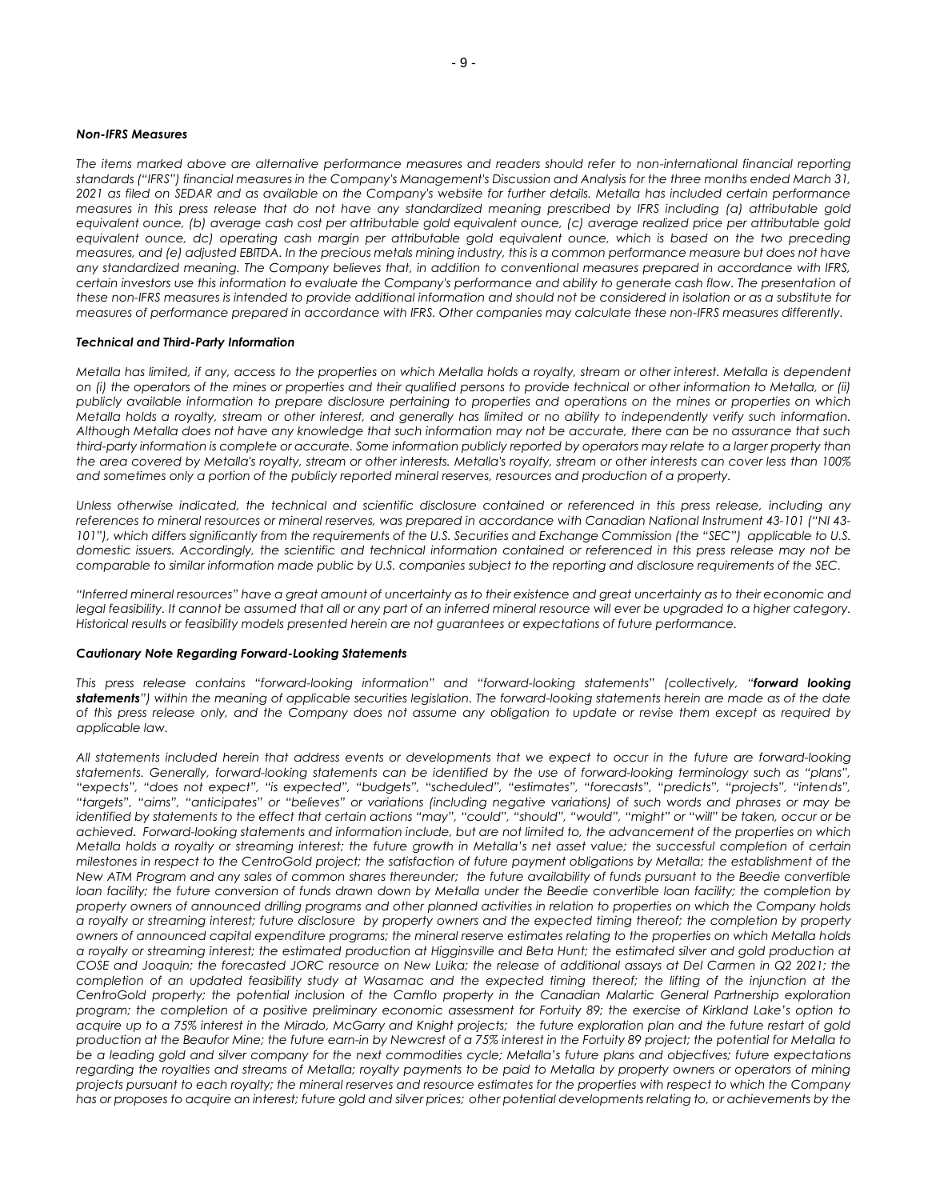### *Non-IFRS Measures*

*The items marked above are alternative performance measures and readers should refer to non-international financial reporting standards ("IFRS") financial measures in the Company's Management's Discussion and Analysis for the three months ended March 31, 2021 as filed on SEDAR and as available on the Company's website for further details. Metalla has included certain performance measures in this press release that do not have any standardized meaning prescribed by IFRS including (a) attributable gold equivalent ounce, (b) average cash cost per attributable gold equivalent ounce, (c) average realized price per attributable gold equivalent ounce, dc) operating cash margin per attributable gold equivalent ounce, which is based on the two preceding measures, and (e) adjusted EBITDA. In the precious metals mining industry, this is a common performance measure but does not have any standardized meaning. The Company believes that, in addition to conventional measures prepared in accordance with IFRS, certain investors use this information to evaluate the Company's performance and ability to generate cash flow. The presentation of these non-IFRS measures is intended to provide additional information and should not be considered in isolation or as a substitute for measures of performance prepared in accordance with IFRS. Other companies may calculate these non-IFRS measures differently.*

### *Technical and Third-Party Information*

*Metalla has limited, if any, access to the properties on which Metalla holds a royalty, stream or other interest. Metalla is dependent on (i) the operators of the mines or properties and their qualified persons to provide technical or other information to Metalla, or (ii) publicly available information to prepare disclosure pertaining to properties and operations on the mines or properties on which Metalla holds a royalty, stream or other interest, and generally has limited or no ability to independently verify such information. Although Metalla does not have any knowledge that such information may not be accurate, there can be no assurance that such third-party information is complete or accurate. Some information publicly reported by operators may relate to a larger property than the area covered by Metalla's royalty, stream or other interests. Metalla's royalty, stream or other interests can cover less than 100% and sometimes only a portion of the publicly reported mineral reserves, resources and production of a property.*

*Unless otherwise indicated, the technical and scientific disclosure contained or referenced in this press release, including any references to mineral resources or mineral reserves, was prepared in accordance with Canadian National Instrument 43-101 ("NI 43-101"), which differs significantly from the requirements of the U.S. Securities and Exchange Commission (the "SEC") applicable to U.S. domestic issuers. Accordingly, the scientific and technical information contained or referenced in this press release may not be comparable to similar information made public by U.S. companies subject to the reporting and disclosure requirements of the SEC.*

*"Inferred mineral resources" have a great amount of uncertainty as to their existence and great uncertainty as to their economic and legal feasibility. It cannot be assumed that all or any part of an inferred mineral resource will ever be upgraded to a higher category. Historical results or feasibility models presented herein are not guarantees or expectations of future performance.*

### *Cautionary Note Regarding Forward-Looking Statements*

*This press release contains "forward-looking information" and "forward-looking statements" (collectively, "**forward looking statements**") within the meaning of applicable securities legislation. The forward-looking statements herein are made as of the date of this press release only, and the Company does not assume any obligation to update or revise them except as required by applicable law.*

*All statements included herein that address events or developments that we expect to occur in the future are forward-looking statements. Generally, forward-looking statements can be identified by the use of forward-looking terminology such as "plans", "expects", "does not expect", "is expected", "budgets", "scheduled", "estimates", "forecasts", "predicts", "projects", "intends", "targets", "aims", "anticipates" or "believes" or variations (including negative variations) of such words and phrases or may be identified by statements to the effect that certain actions "may", "could", "should", "would", "might" or "will" be taken, occur or be achieved. Forward-looking statements and information include, but are not limited to, the advancement of the properties on which Metalla holds a royalty or streaming interest; the future growth in Metalla's net asset value; the successful completion of certain milestones in respect to the CentroGold project; the satisfaction of future payment obligations by Metalla; the establishment of the New ATM Program and any sales of common shares thereunder; the future availability of funds pursuant to the Beedie convertible loan facility; the future conversion of funds drawn down by Metalla under the Beedie convertible loan facility; the completion by property owners of announced drilling programs and other planned activities in relation to properties on which the Company holds a royalty or streaming interest; future disclosure by property owners and the expected timing thereof; the completion by property owners of announced capital expenditure programs; the mineral reserve estimates relating to the properties on which Metalla holds a royalty or streaming interest; the estimated production at Higginsville and Beta Hunt; the estimated silver and gold production at COSE and Joaquin; the forecasted JORC resource on New Luika; the release of additional assays at Del Carmen in Q2 2021; the completion of an updated feasibility study at Wasamac and the expected timing thereof; the lifting of the injunction at the CentroGold property; the potential inclusion of the Camflo property in the Canadian Malartic General Partnership exploration program; the completion of a positive preliminary economic assessment for Fortuity 89; the exercise of Kirkland Lake's option to acquire up to a 75% interest in the Mirado, McGarry and Knight projects; the future exploration plan and the future restart of gold production at the Beaufor Mine; the future earn-in by Newcrest of a 75% interest in the Fortuity 89 project; the potential for Metalla to be a leading gold and silver company for the next commodities cycle; Metalla's future plans and objectives; future expectations regarding the royalties and streams of Metalla; royalty payments to be paid to Metalla by property owners or operators of mining projects pursuant to each royalty; the mineral reserves and resource estimates for the properties with respect to which the Company has or proposes to acquire an interest; future gold and silver prices; other potential developments relating to, or achievements by the*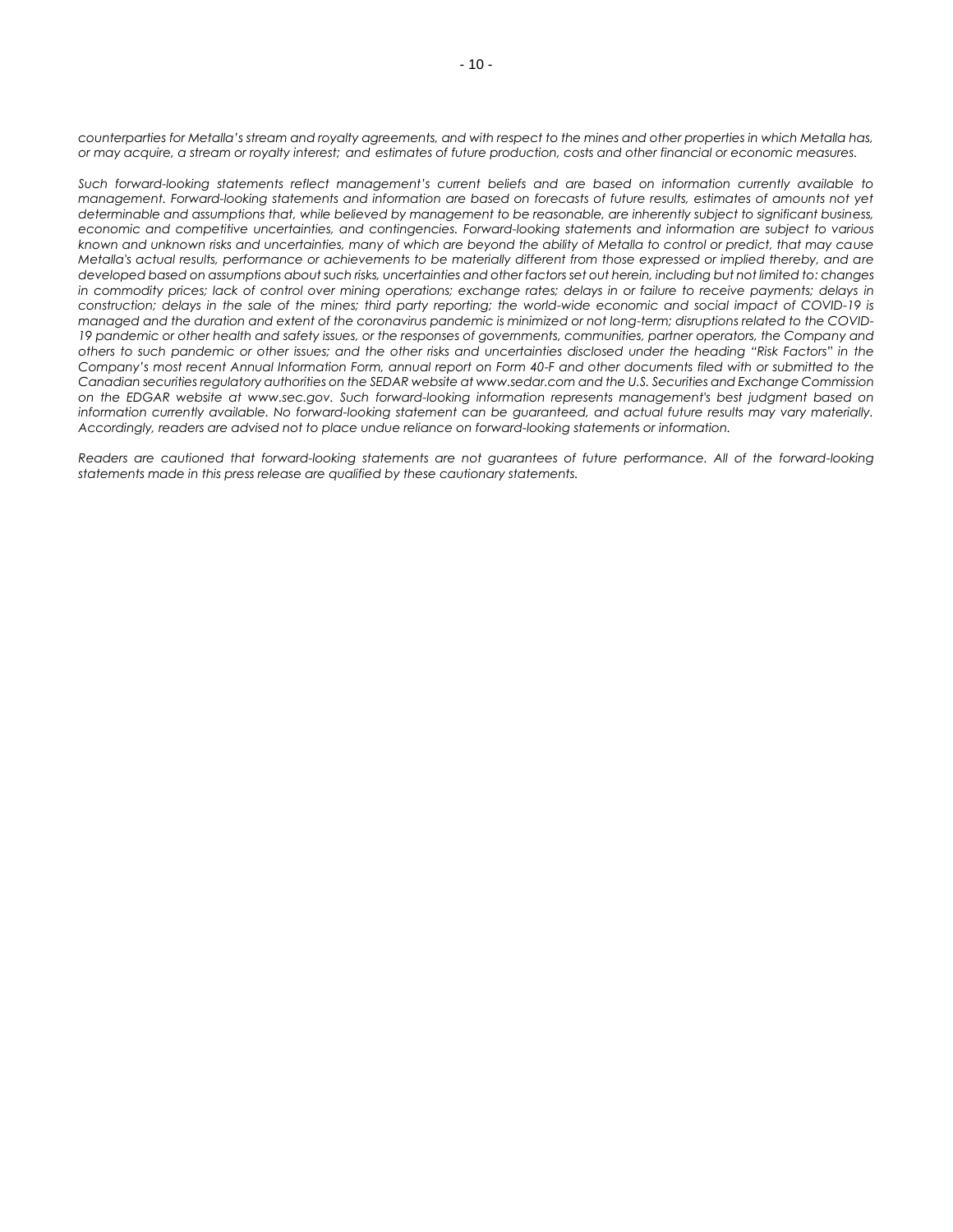*counterparties for Metalla's stream and royalty agreements, and with respect to the mines and other properties in which Metalla has, or may acquire, a stream or royalty interest; and estimates of future production, costs and other financial or economic measures.*

*Such forward-looking statements reflect management's current beliefs and are based on information currently available to management. Forward-looking statements and information are based on forecasts of future results, estimates of amounts not yet determinable and assumptions that, while believed by management to be reasonable, are inherently subject to significant business, economic and competitive uncertainties, and contingencies. Forward-looking statements and information are subject to various known and unknown risks and uncertainties, many of which are beyond the ability of Metalla to control or predict, that may cause Metalla's actual results, performance or achievements to be materially different from those expressed or implied thereby, and are developed based on assumptions about such risks, uncertainties and other factors set out herein, including but not limited to: changes in commodity prices; lack of control over mining operations; exchange rates; delays in or failure to receive payments; delays in construction; delays in the sale of the mines; third party reporting; the world-wide economic and social impact of COVID-19 is managed and the duration and extent of the coronavirus pandemic is minimized or not long-term; disruptions related to the COVID-19 pandemic or other health and safety issues, or the responses of governments, communities, partner operators, the Company and others to such pandemic or other issues; and the other risks and uncertainties disclosed under the heading "Risk Factors" in the Company's most recent Annual Information Form, annual report on Form 40-F and other documents filed with or submitted to the Canadian securities regulatory authorities on the SEDAR website at www.sedar.com and the U.S. Securities and Exchange Commission on the EDGAR website at www.sec.gov. Such forward-looking information represents management's best judgment based on information currently available. No forward-looking statement can be guaranteed, and actual future results may vary materially. Accordingly, readers are advised not to place undue reliance on forward-looking statements or information.*

*Readers are cautioned that forward-looking statements are not guarantees of future performance. All of the forward-looking statements made in this press release are qualified by these cautionary statements.*